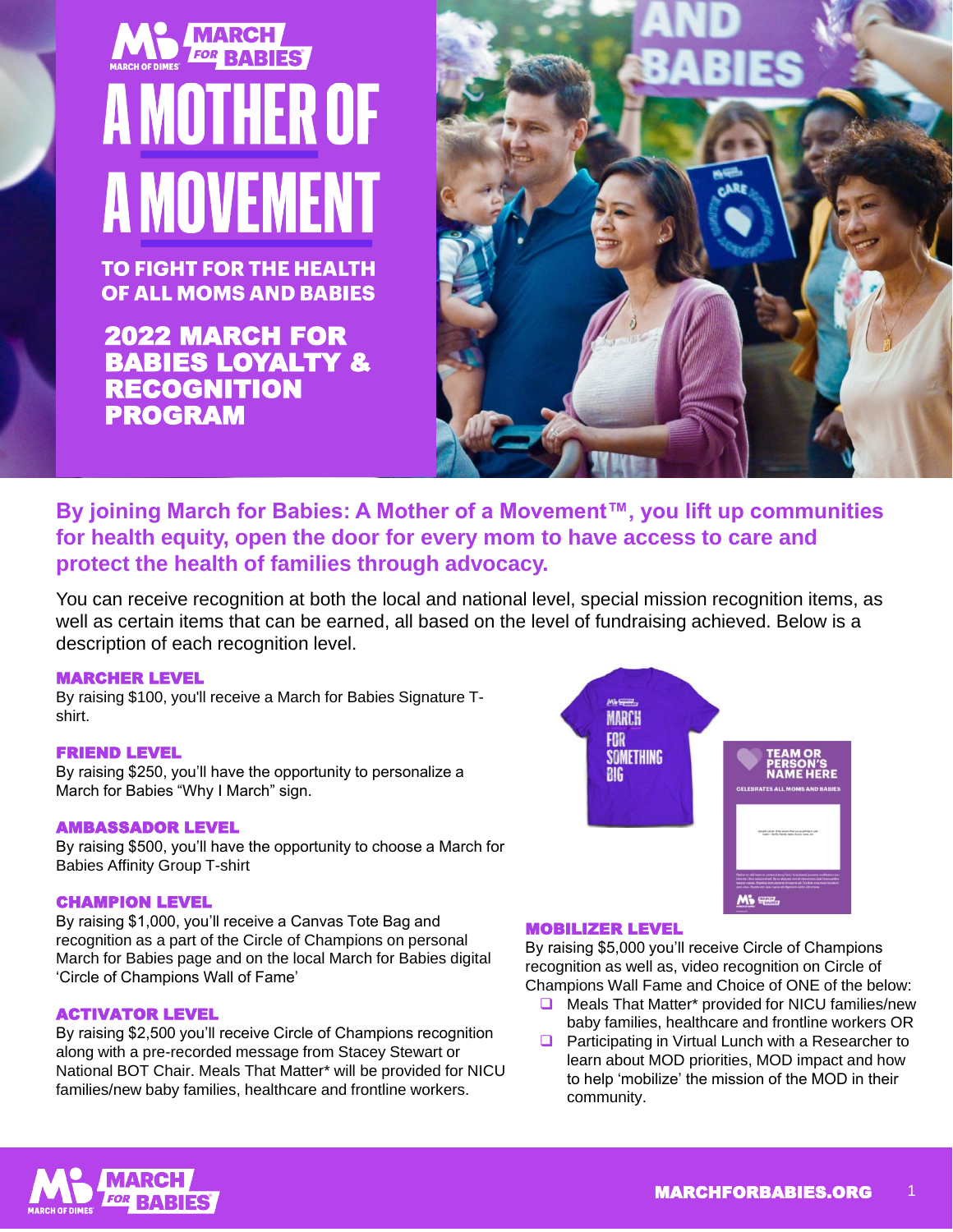# A MOTHER OF A MOVEMENT

## TO FIGHT FOR THE HEALTH OF ALL MOMS AND BABIES

## 2022 MARCH FOR BABIES LOYALTY & RECOGNITION PROGRAM

**By joining March for Babies: A Mother of a Movement™, you lift up communities for health equity, open the door for every mom to have access to care and protect the health of families through advocacy.**

You can receive recognition at both the local and national level, special mission recognition items, as well as certain items that can be earned, all based on the level of fundraising achieved. Below is a description of each recognition level.

### MARCHER LEVEL

By raising $100, you'll receive a March for Babies Signature T-shirt.

### FRIEND LEVEL

By raising $250, you'll have the opportunity to personalize a March for Babies "Why I March" sign.

### AMBASSADOR LEVEL

By raising $500, you'll have the opportunity to choose a March for Babies Affinity Group T-shirt

### CHAMPION LEVEL

By raising $1,000, you'll receive a Canvas Tote Bag and recognition as a part of the Circle of Champions on personal March for Babies page and on the local March for Babies digital 'Circle of Champions Wall of Fame'

### ACTIVATOR LEVEL

By raising $2,500 you'll receive Circle of Champions recognition along with a pre-recorded message from Stacey Stewart or National BOT Chair. Meals That Matter* will be provided for NICU families/new baby families, healthcare and frontline workers.

### MOBILIZER LEVEL

By raising $5,000 you'll receive Circle of Champions recognition as well as, video recognition on Circle of Champions Wall Fame and Choice of ONE of the below:

- Meals That Matter* provided for NICU families/new baby families, healthcare and frontline workers OR
- Participating in Virtual Lunch with a Researcher to learn about MOD priorities, MOD impact and how to help 'mobilize' the mission of the MOD in their community.

MARCHFORBABIES.ORG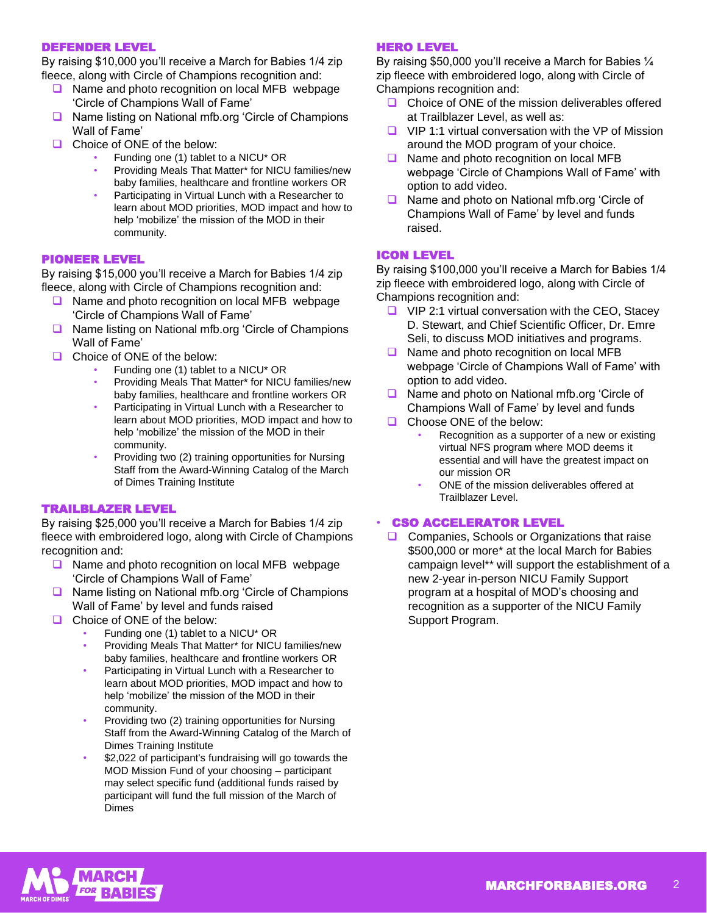## DEFENDER LEVEL

By raising $10,000 you'll receive a March for Babies 1/4 zip fleece, along with Circle of Champions recognition and:

- Name and photo recognition on local MFB webpage 'Circle of Champions Wall of Fame'
- Name listing on National mfb.org 'Circle of Champions Wall of Fame'
- Choice of ONE of the below:
  - Funding one (1) tablet to a NICU* OR
  - Providing Meals That Matter* for NICU families/new baby families, healthcare and frontline workers OR
  - Participating in Virtual Lunch with a Researcher to learn about MOD priorities, MOD impact and how to help 'mobilize' the mission of the MOD in their community.

## PIONEER LEVEL

By raising $15,000 you'll receive a March for Babies 1/4 zip fleece, along with Circle of Champions recognition and:

- Name and photo recognition on local MFB webpage 'Circle of Champions Wall of Fame'
- Name listing on National mfb.org 'Circle of Champions Wall of Fame'
- Choice of ONE of the below:
  - Funding one (1) tablet to a NICU* OR
  - Providing Meals That Matter* for NICU families/new baby families, healthcare and frontline workers OR
  - Participating in Virtual Lunch with a Researcher to learn about MOD priorities, MOD impact and how to help 'mobilize' the mission of the MOD in their community.
  - Providing two (2) training opportunities for Nursing Staff from the Award-Winning Catalog of the March of Dimes Training Institute

## TRAILBLAZER LEVEL

By raising $25,000 you'll receive a March for Babies 1/4 zip fleece with embroidered logo, along with Circle of Champions recognition and:

- Name and photo recognition on local MFB webpage 'Circle of Champions Wall of Fame'
- Name listing on National mfb.org 'Circle of Champions Wall of Fame' by level and funds raised
- Choice of ONE of the below:
  - Funding one (1) tablet to a NICU* OR
  - Providing Meals That Matter* for NICU families/new baby families, healthcare and frontline workers OR
  - Participating in Virtual Lunch with a Researcher to learn about MOD priorities, MOD impact and how to help 'mobilize' the mission of the MOD in their community.
  - Providing two (2) training opportunities for Nursing Staff from the Award-Winning Catalog of the March of Dimes Training Institute
  - $2,022 of participant's fundraising will go towards the MOD Mission Fund of your choosing – participant may select specific fund (additional funds raised by participant will fund the full mission of the March of Dimes

## HERO LEVEL

By raising $50,000 you'll receive a March for Babies ¼ zip fleece with embroidered logo, along with Circle of Champions recognition and:

- Choice of ONE of the mission deliverables offered at Trailblazer Level, as well as:
- VIP 1:1 virtual conversation with the VP of Mission around the MOD program of your choice.
- Name and photo recognition on local MFB webpage 'Circle of Champions Wall of Fame' with option to add video.
- Name and photo on National mfb.org 'Circle of Champions Wall of Fame' by level and funds raised.

## ICON LEVEL

By raising $100,000 you'll receive a March for Babies 1/4 zip fleece with embroidered logo, along with Circle of Champions recognition and:

- VIP 2:1 virtual conversation with the CEO, Stacey D. Stewart, and Chief Scientific Officer, Dr. Emre Seli, to discuss MOD initiatives and programs.
- Name and photo recognition on local MFB webpage 'Circle of Champions Wall of Fame' with option to add video.
- Name and photo on National mfb.org 'Circle of Champions Wall of Fame' by level and funds
- Choose ONE of the below:
  - Recognition as a supporter of a new or existing virtual NFS program where MOD deems it essential and will have the greatest impact on our mission OR
  - ONE of the mission deliverables offered at Trailblazer Level.

## CSO ACCELERATOR LEVEL

- Companies, Schools or Organizations that raise $500,000 or more* at the local March for Babies campaign level** will support the establishment of a new 2-year in-person NICU Family Support program at a hospital of MOD's choosing and recognition as a supporter of the NICU Family Support Program.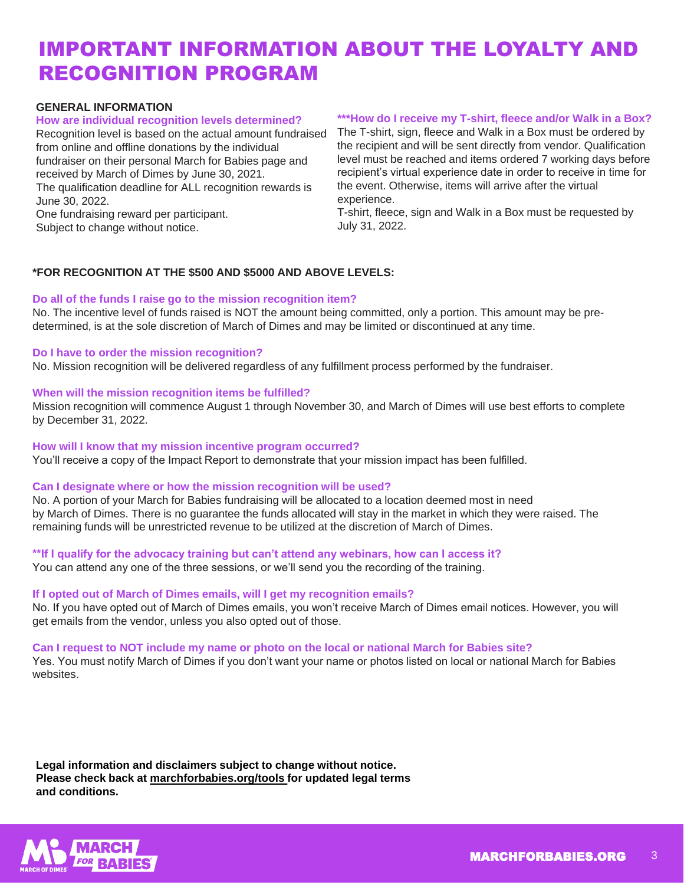# IMPORTANT INFORMATION ABOUT THE LOYALTY AND RECOGNITION PROGRAM

## GENERAL INFORMATION

**How are individual recognition levels determined?**

Recognition level is based on the actual amount fundraised from online and offline donations by the individual fundraiser on their personal March for Babies page and received by March of Dimes by June 30, 2021.

The qualification deadline for ALL recognition rewards is June 30, 2022.

One fundraising reward per participant.

Subject to change without notice.

**\*\*\*How do I receive my T-shirt, fleece and/or Walk in a Box?**

The T-shirt, sign, fleece and Walk in a Box must be ordered by the recipient and will be sent directly from vendor. Qualification level must be reached and items ordered 7 working days before recipient's virtual experience date in order to receive in time for the event. Otherwise, items will arrive after the virtual experience.

T-shirt, fleece, sign and Walk in a Box must be requested by July 31, 2022.

## *FOR RECOGNITION AT THE $500 AND $5000 AND ABOVE LEVELS:

**Do all of the funds I raise go to the mission recognition item?**

No. The incentive level of funds raised is NOT the amount being committed, only a portion. This amount may be pre-determined, is at the sole discretion of March of Dimes and may be limited or discontinued at any time.

**Do I have to order the mission recognition?**

No. Mission recognition will be delivered regardless of any fulfillment process performed by the fundraiser.

**When will the mission recognition items be fulfilled?**

Mission recognition will commence August 1 through November 30, and March of Dimes will use best efforts to complete by December 31, 2022.

**How will I know that my mission incentive program occurred?**

You'll receive a copy of the Impact Report to demonstrate that your mission impact has been fulfilled.

**Can I designate where or how the mission recognition will be used?**

No. A portion of your March for Babies fundraising will be allocated to a location deemed most in need by March of Dimes. There is no guarantee the funds allocated will stay in the market in which they were raised. The remaining funds will be unrestricted revenue to be utilized at the discretion of March of Dimes.

**\*\*If I qualify for the advocacy training but can't attend any webinars, how can I access it?**

You can attend any one of the three sessions, or we'll send you the recording of the training.

**If I opted out of March of Dimes emails, will I get my recognition emails?**

No. If you have opted out of March of Dimes emails, you won't receive March of Dimes email notices. However, you will get emails from the vendor, unless you also opted out of those.

**Can I request to NOT include my name or photo on the local or national March for Babies site?**

Yes. You must notify March of Dimes if you don't want your name or photos listed on local or national March for Babies websites.

**Legal information and disclaimers subject to change without notice. Please check back at marchforbabies.org/tools for updated legal terms and conditions.**

MARCH OF DIMES | MARCH FOR BABIES

MARCHFORBABIES.ORG